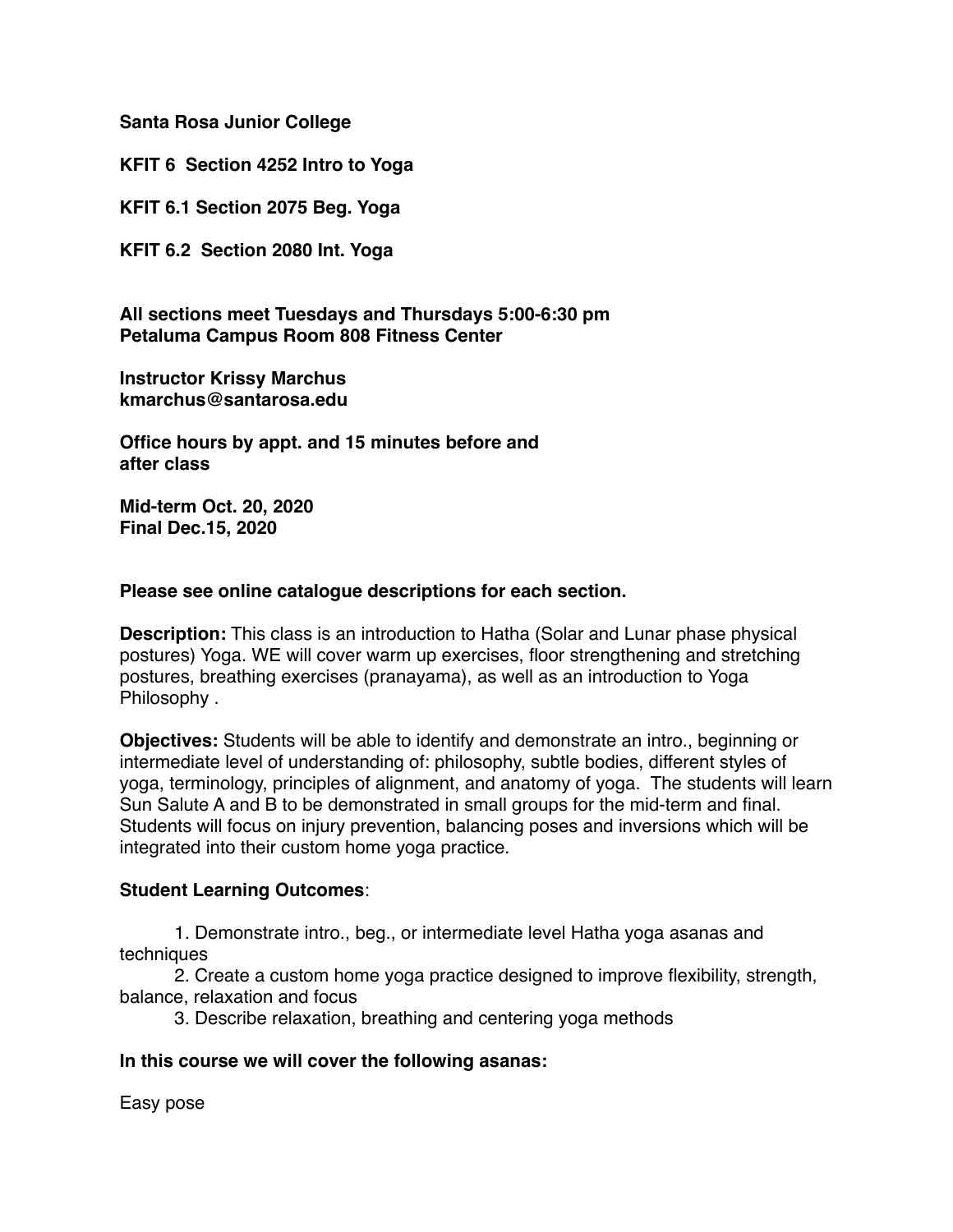**Santa Rosa Junior College**

**KFIT 6 Section 4252 Intro to Yoga**

**KFIT 6.1 Section 2075 Beg. Yoga**

**KFIT 6.2 Section 2080 Int. Yoga**

**All sections meet Tuesdays and Thursdays 5:00-6:30 pm**
**Petaluma Campus Room 808 Fitness Center**

**Instructor Krissy Marchus**
**kmarchus@santarosa.edu**

**Office hours by appt. and 15 minutes before and after class**

**Mid-term Oct. 20, 2020**
**Final Dec.15, 2020**

**Please see online catalogue descriptions for each section.**

**Description:** This class is an introduction to Hatha (Solar and Lunar phase physical postures) Yoga. WE will cover warm up exercises, floor strengthening and stretching postures, breathing exercises (pranayama), as well as an introduction to Yoga Philosophy .

**Objectives:** Students will be able to identify and demonstrate an intro., beginning or intermediate level of understanding of: philosophy, subtle bodies, different styles of yoga, terminology, principles of alignment, and anatomy of yoga. The students will learn Sun Salute A and B to be demonstrated in small groups for the mid-term and final. Students will focus on injury prevention, balancing poses and inversions which will be integrated into their custom home yoga practice.

**Student Learning Outcomes**:

1. Demonstrate intro., beg., or intermediate level Hatha yoga asanas and techniques
2. Create a custom home yoga practice designed to improve flexibility, strength, balance, relaxation and focus
3. Describe relaxation, breathing and centering yoga methods

**In this course we will cover the following asanas:**

Easy pose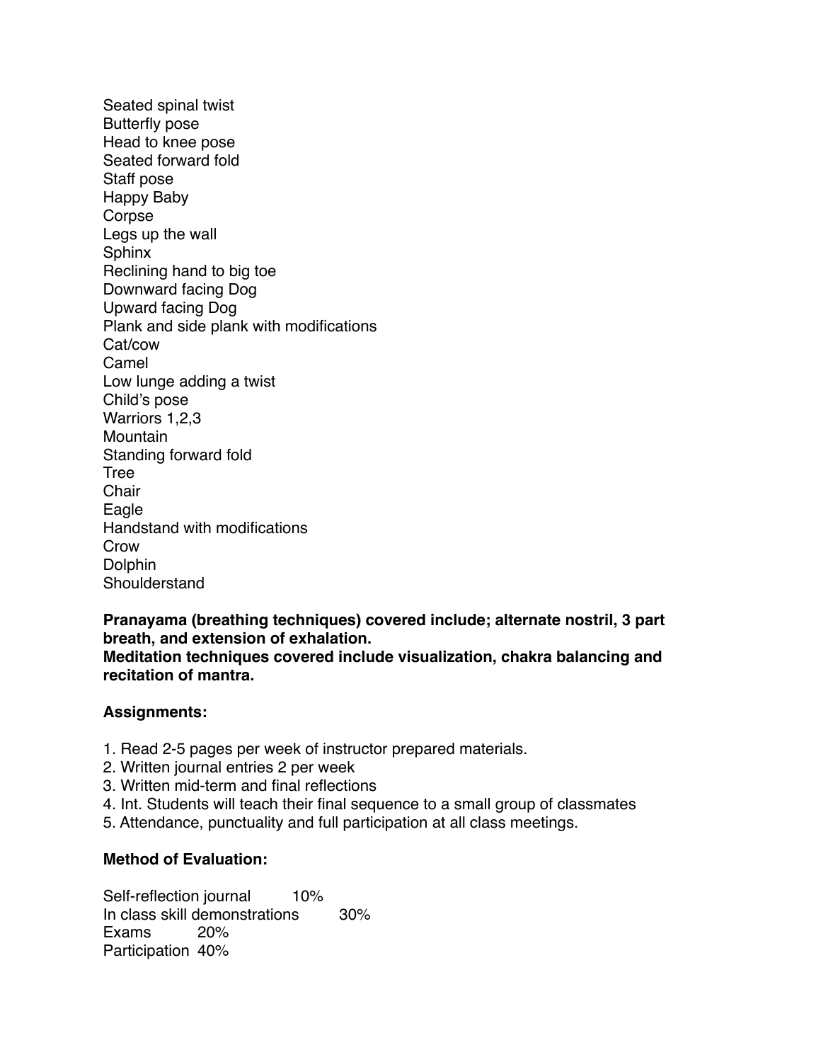Seated spinal twist
Butterfly pose
Head to knee pose
Seated forward fold
Staff pose
Happy Baby
Corpse
Legs up the wall
Sphinx
Reclining hand to big toe
Downward facing Dog
Upward facing Dog
Plank and side plank with modifications
Cat/cow
Camel
Low lunge adding a twist
Child's pose
Warriors 1,2,3
Mountain
Standing forward fold
Tree
Chair
Eagle
Handstand with modifications
Crow
Dolphin
Shoulderstand

**Pranayama (breathing techniques) covered include; alternate nostril, 3 part breath, and extension of exhalation.**
**Meditation techniques covered include visualization, chakra balancing and recitation of mantra.**

**Assignments:**

1. Read 2-5 pages per week of instructor prepared materials.
2. Written journal entries 2 per week
3. Written mid-term and final reflections
4. Int. Students will teach their final sequence to a small group of classmates
5. Attendance, punctuality and full participation at all class meetings.

**Method of Evaluation:**

| | |
|---|---|
| Self-reflection journal | 10% |
| In class skill demonstrations | 30% |
| Exams | 20% |
| Participation | 40% |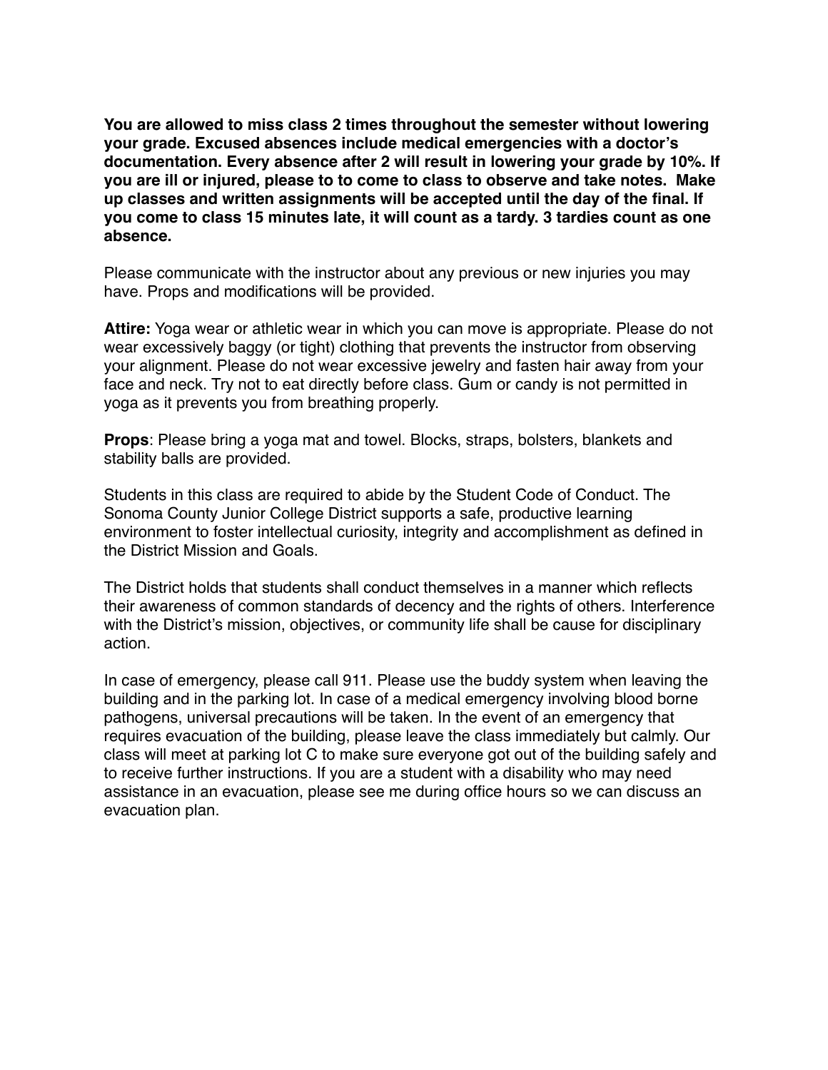**You are allowed to miss class 2 times throughout the semester without lowering your grade. Excused absences include medical emergencies with a doctor's documentation. Every absence after 2 will result in lowering your grade by 10%. If you are ill or injured, please to to come to class to observe and take notes. Make up classes and written assignments will be accepted until the day of the final. If you come to class 15 minutes late, it will count as a tardy. 3 tardies count as one absence.**

Please communicate with the instructor about any previous or new injuries you may have. Props and modifications will be provided.

**Attire:** Yoga wear or athletic wear in which you can move is appropriate. Please do not wear excessively baggy (or tight) clothing that prevents the instructor from observing your alignment. Please do not wear excessive jewelry and fasten hair away from your face and neck. Try not to eat directly before class. Gum or candy is not permitted in yoga as it prevents you from breathing properly.

**Props**: Please bring a yoga mat and towel. Blocks, straps, bolsters, blankets and stability balls are provided.

Students in this class are required to abide by the Student Code of Conduct. The Sonoma County Junior College District supports a safe, productive learning environment to foster intellectual curiosity, integrity and accomplishment as defined in the District Mission and Goals.

The District holds that students shall conduct themselves in a manner which reflects their awareness of common standards of decency and the rights of others. Interference with the District's mission, objectives, or community life shall be cause for disciplinary action.

In case of emergency, please call 911. Please use the buddy system when leaving the building and in the parking lot. In case of a medical emergency involving blood borne pathogens, universal precautions will be taken. In the event of an emergency that requires evacuation of the building, please leave the class immediately but calmly. Our class will meet at parking lot C to make sure everyone got out of the building safely and to receive further instructions. If you are a student with a disability who may need assistance in an evacuation, please see me during office hours so we can discuss an evacuation plan.